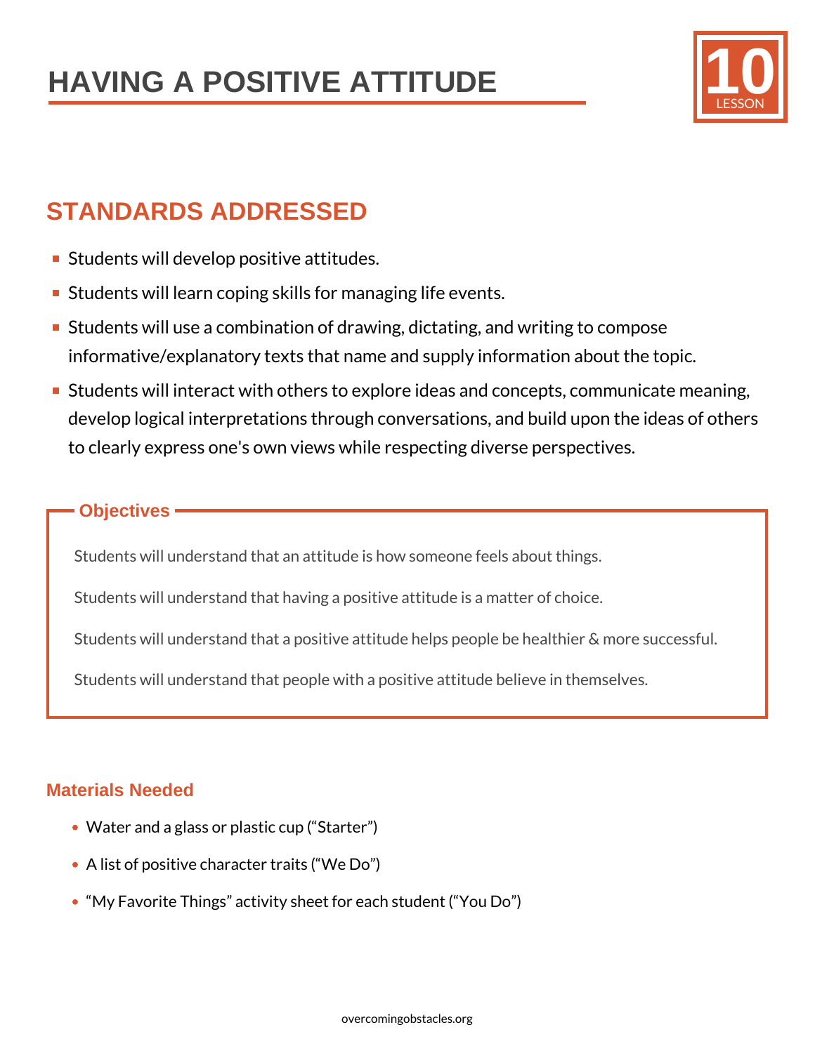# HAVING A POSITIVE ATTITUDE

10 LESSON

## STANDARDS ADDRESSED

- Students will develop positive attitudes.
- Students will learn coping skills for managing life events.
- Students will use a combination of drawing, dictating, and writing to compose informative/explanatory texts that name and supply information about the topic.
- Students will interact with others to explore ideas and concepts, communicate meaning, develop logical interpretations through conversations, and build upon the ideas of others to clearly express one's own views while respecting diverse perspectives.

### Objectives

Students will understand that an attitude is how someone feels about things.

Students will understand that having a positive attitude is a matter of choice.

Students will understand that a positive attitude helps people be healthier & more successful.

Students will understand that people with a positive attitude believe in themselves.

### Materials Needed

- Water and a glass or plastic cup ("Starter")
- A list of positive character traits ("We Do")
- "My Favorite Things" activity sheet for each student ("You Do")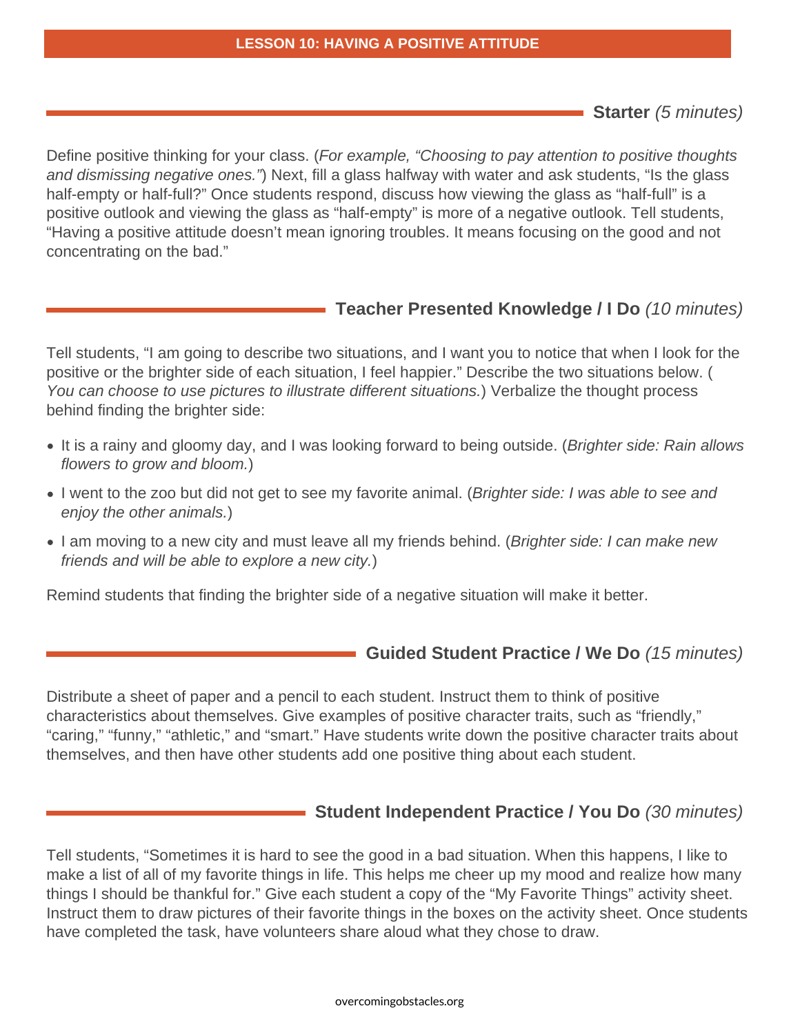## LESSON 10: HAVING A POSITIVE ATTITUDE

### **Starter** *(5 minutes)*

Define positive thinking for your class. (*For example, "Choosing to pay attention to positive thoughts and dismissing negative ones."*) Next, fill a glass halfway with water and ask students, "Is the glass half-empty or half-full?" Once students respond, discuss how viewing the glass as "half-full" is a positive outlook and viewing the glass as "half-empty" is more of a negative outlook. Tell students, "Having a positive attitude doesn't mean ignoring troubles. It means focusing on the good and not concentrating on the bad."

### **Teacher Presented Knowledge / I Do** *(10 minutes)*

Tell students, "I am going to describe two situations, and I want you to notice that when I look for the positive or the brighter side of each situation, I feel happier." Describe the two situations below. (*You can choose to use pictures to illustrate different situations.*) Verbalize the thought process behind finding the brighter side:

- It is a rainy and gloomy day, and I was looking forward to being outside. (*Brighter side: Rain allows flowers to grow and bloom.*)
- I went to the zoo but did not get to see my favorite animal. (*Brighter side: I was able to see and enjoy the other animals.*)
- I am moving to a new city and must leave all my friends behind. (*Brighter side: I can make new friends and will be able to explore a new city.*)

Remind students that finding the brighter side of a negative situation will make it better.

### **Guided Student Practice / We Do** *(15 minutes)*

Distribute a sheet of paper and a pencil to each student. Instruct them to think of positive characteristics about themselves. Give examples of positive character traits, such as "friendly," "caring," "funny," "athletic," and "smart." Have students write down the positive character traits about themselves, and then have other students add one positive thing about each student.

### **Student Independent Practice / You Do** *(30 minutes)*

Tell students, "Sometimes it is hard to see the good in a bad situation. When this happens, I like to make a list of all of my favorite things in life. This helps me cheer up my mood and realize how many things I should be thankful for." Give each student a copy of the "My Favorite Things" activity sheet. Instruct them to draw pictures of their favorite things in the boxes on the activity sheet. Once students have completed the task, have volunteers share aloud what they chose to draw.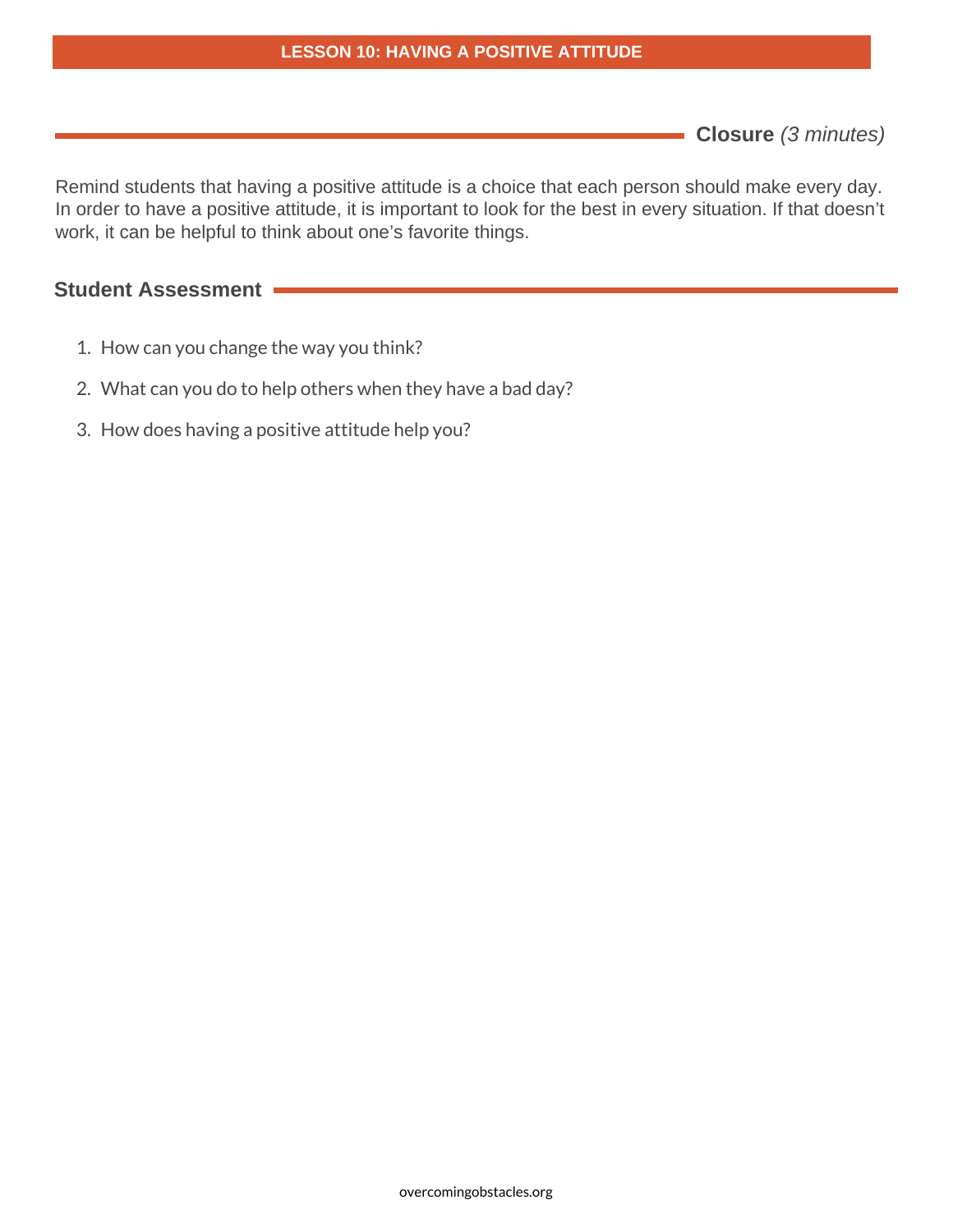## Closure *(3 minutes)*

Remind students that having a positive attitude is a choice that each person should make every day. In order to have a positive attitude, it is important to look for the best in every situation. If that doesn't work, it can be helpful to think about one's favorite things.

## Student Assessment

1. How can you change the way you think?
2. What can you do to help others when they have a bad day?
3. How does having a positive attitude help you?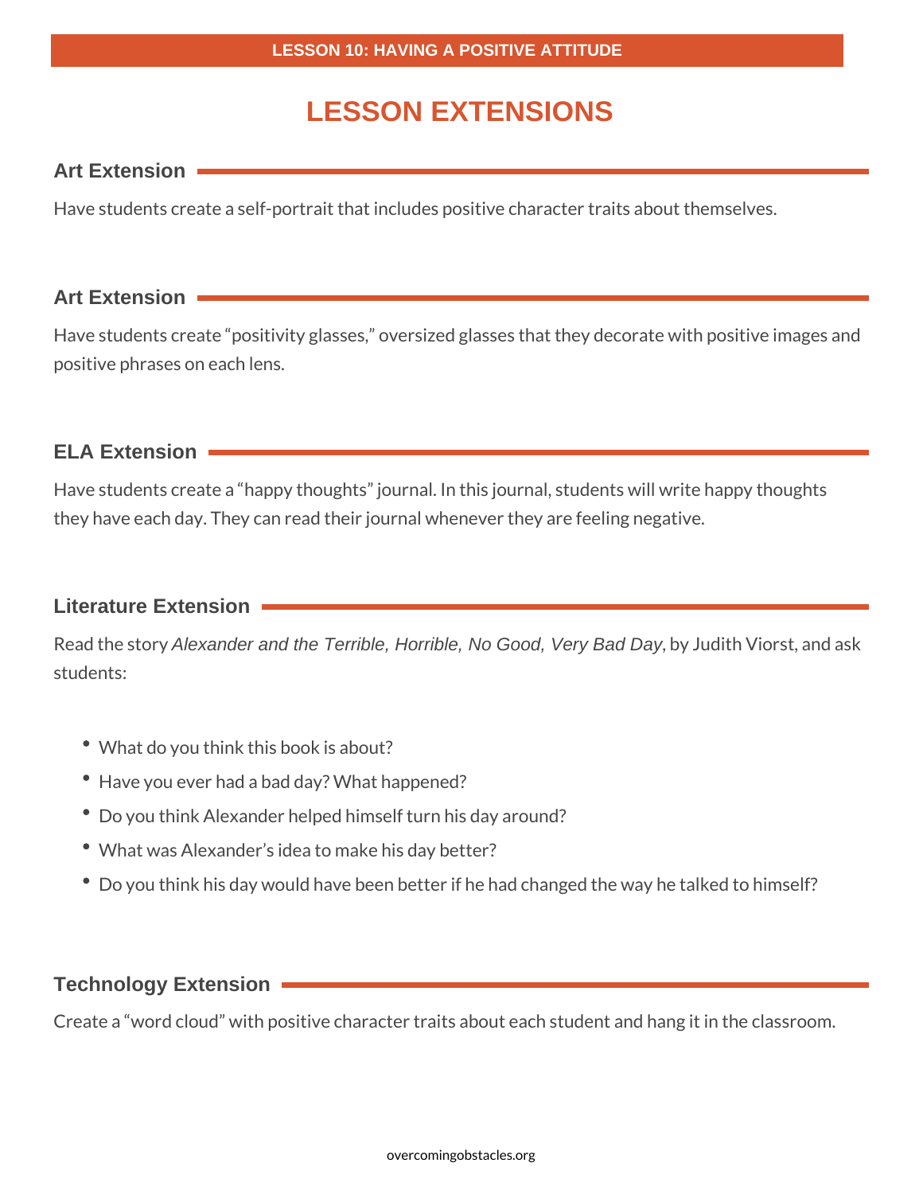# LESSON EXTENSIONS

### Art Extension

Have students create a self-portrait that includes positive character traits about themselves.

### Art Extension

Have students create "positivity glasses," oversized glasses that they decorate with positive images and positive phrases on each lens.

### ELA Extension

Have students create a "happy thoughts" journal. In this journal, students will write happy thoughts they have each day. They can read their journal whenever they are feeling negative.

### Literature Extension

Read the story *Alexander and the Terrible, Horrible, No Good, Very Bad Day*, by Judith Viorst, and ask students:

- What do you think this book is about?
- Have you ever had a bad day? What happened?
- Do you think Alexander helped himself turn his day around?
- What was Alexander's idea to make his day better?
- Do you think his day would have been better if he had changed the way he talked to himself?

### Technology Extension

Create a "word cloud" with positive character traits about each student and hang it in the classroom.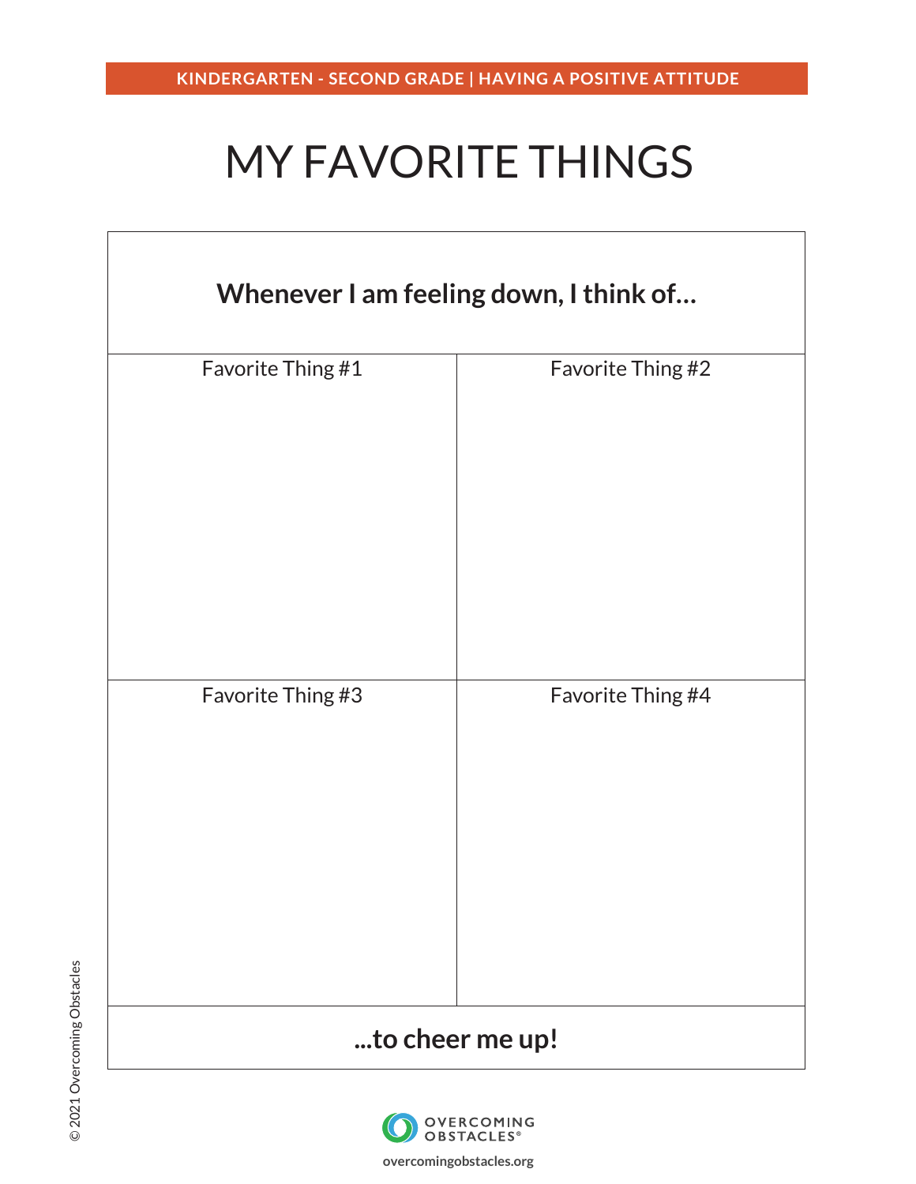KINDERGARTEN - SECOND GRADE | HAVING A POSITIVE ATTITUDE

# MY FAVORITE THINGS

| **Whenever I am feeling down, I think of…** | |
|---|---|
| Favorite Thing #1 | Favorite Thing #2 |
| Favorite Thing #3 | Favorite Thing #4 |
| **...to cheer me up!** | |

© 2021 Overcoming Obstacles

OVERCOMING OBSTACLES®

overcomingobstacles.org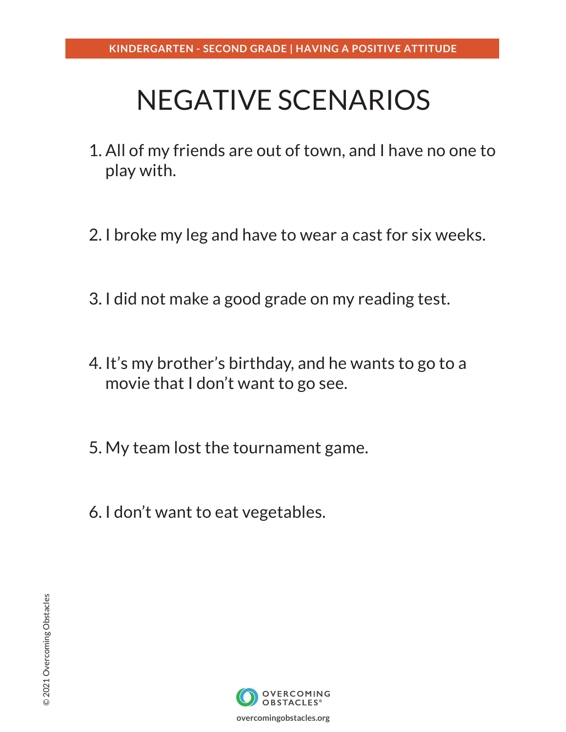KINDERGARTEN - SECOND GRADE | HAVING A POSITIVE ATTITUDE

# NEGATIVE SCENARIOS

1. All of my friends are out of town, and I have no one to play with.

2. I broke my leg and have to wear a cast for six weeks.

3. I did not make a good grade on my reading test.

4. It's my brother's birthday, and he wants to go to a movie that I don't want to go see.

5. My team lost the tournament game.

6. I don't want to eat vegetables.

© 2021 Overcoming Obstacles

OVERCOMING OBSTACLES®

overcomingobstacles.org